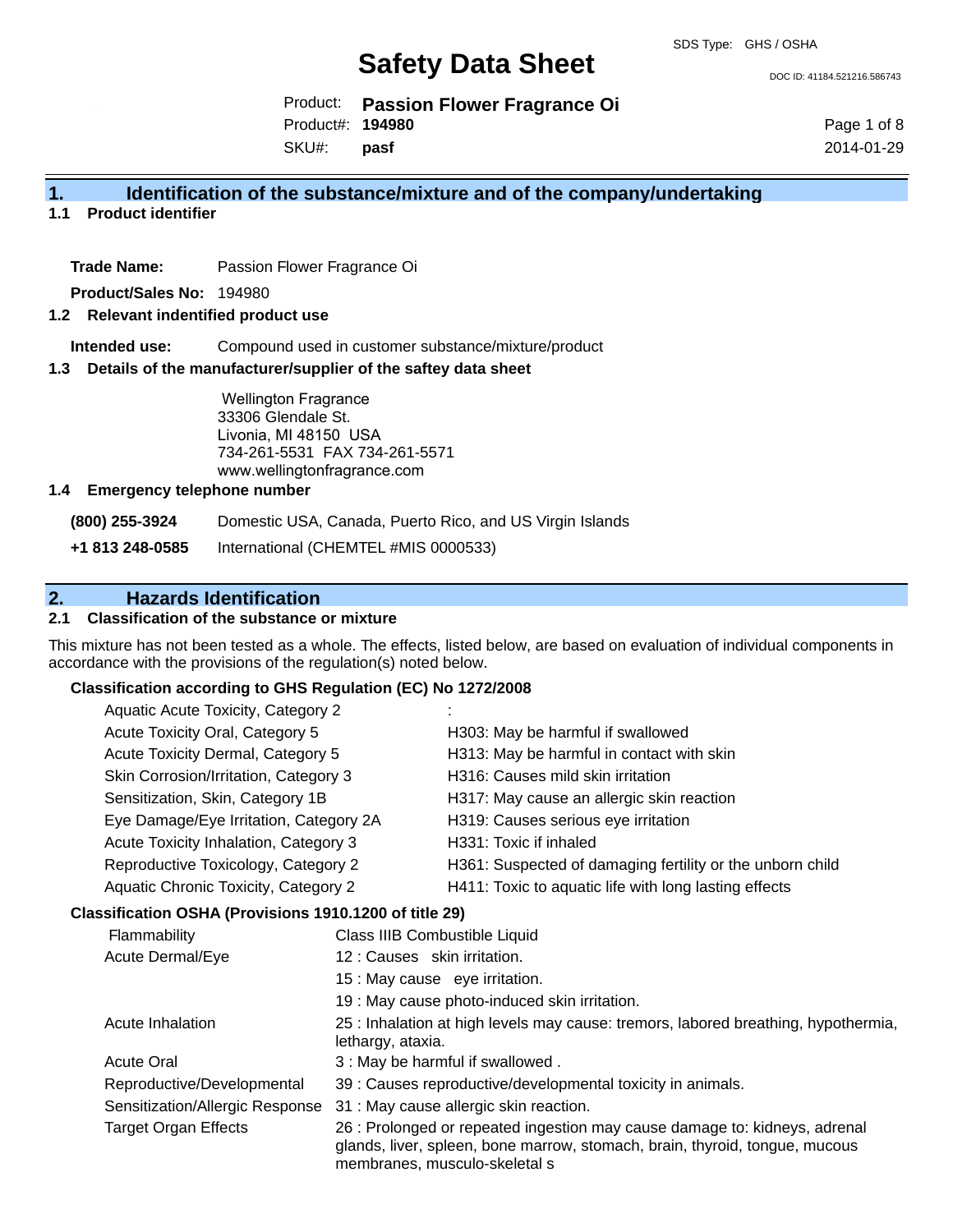SDS Type: GHS / OSHA

# Safety Data Sheet

DOC ID: 41184.521216.586743

Product: **Passion Flower Fragrance Oi**
Product#: **194980**
SKU#: **pasf**

2014-01-29

## 1. Identification of the substance/mixture and of the company/undertaking

### 1.1 Product identifier

**Trade Name:** Passion Flower Fragrance Oi

**Product/Sales No:** 194980

### 1.2 Relevant indentified product use

**Intended use:** Compound used in customer substance/mixture/product

### 1.3 Details of the manufacturer/supplier of the saftey data sheet

Wellington Fragrance
33306 Glendale St.
Livonia, MI 48150 USA
734-261-5531 FAX 734-261-5571
www.wellingtonfragrance.com

### 1.4 Emergency telephone number

**(800) 255-3924** Domestic USA, Canada, Puerto Rico, and US Virgin Islands

**+1 813 248-0585** International (CHEMTEL #MIS 0000533)

## 2. Hazards Identification

### 2.1 Classification of the substance or mixture

This mixture has not been tested as a whole. The effects, listed below, are based on evaluation of individual components in accordance with the provisions of the regulation(s) noted below.

**Classification according to GHS Regulation (EC) No 1272/2008**

| | |
|---|---|
| Aquatic Acute Toxicity, Category 2 | : |
| Acute Toxicity Oral, Category 5 | H303: May be harmful if swallowed |
| Acute Toxicity Dermal, Category 5 | H313: May be harmful in contact with skin |
| Skin Corrosion/Irritation, Category 3 | H316: Causes mild skin irritation |
| Sensitization, Skin, Category 1B | H317: May cause an allergic skin reaction |
| Eye Damage/Eye Irritation, Category 2A | H319: Causes serious eye irritation |
| Acute Toxicity Inhalation, Category 3 | H331: Toxic if inhaled |
| Reproductive Toxicology, Category 2 | H361: Suspected of damaging fertility or the unborn child |
| Aquatic Chronic Toxicity, Category 2 | H411: Toxic to aquatic life with long lasting effects |

**Classification OSHA (Provisions 1910.1200 of title 29)**

| | |
|---|---|
| Flammability | Class IIIB Combustible Liquid |
| Acute Dermal/Eye | 12 : Causes skin irritation. |
| | 15 : May cause eye irritation. |
| | 19 : May cause photo-induced skin irritation. |
| Acute Inhalation | 25 : Inhalation at high levels may cause: tremors, labored breathing, hypothermia, lethargy, ataxia. |
| Acute Oral | 3 : May be harmful if swallowed . |
| Reproductive/Developmental | 39 : Causes reproductive/developmental toxicity in animals. |
| Sensitization/Allergic Response | 31 : May cause allergic skin reaction. |
| Target Organ Effects | 26 : Prolonged or repeated ingestion may cause damage to: kidneys, adrenal glands, liver, spleen, bone marrow, stomach, brain, thyroid, tongue, mucous membranes, musculo-skeletal s |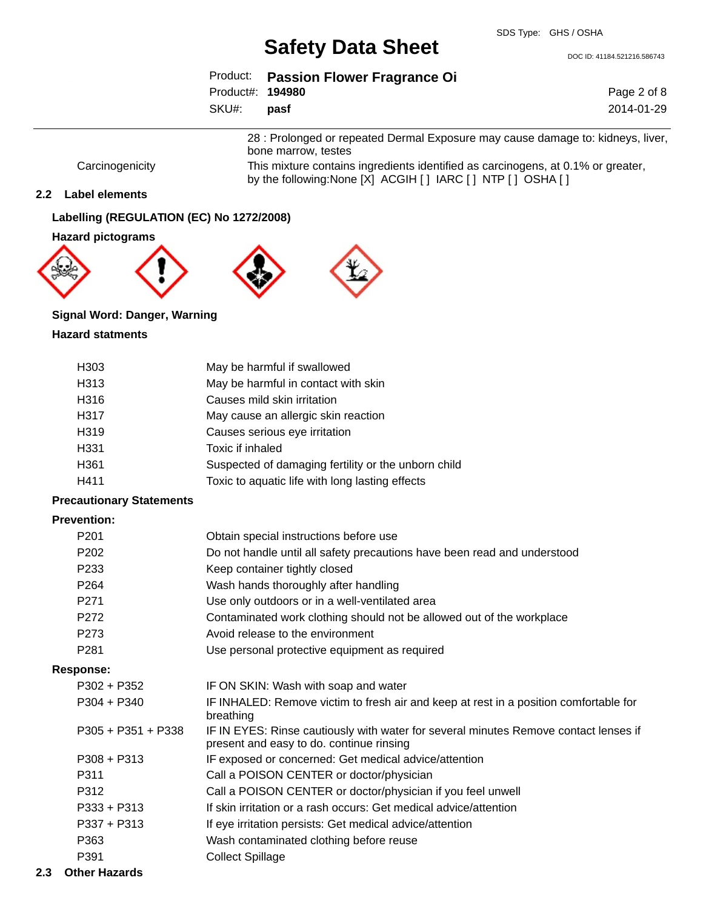| | |
|---|---|
| | 28 : Prolonged or repeated Dermal Exposure may cause damage to: kidneys, liver, bone marrow, testes |
| Carcinogenicity | This mixture contains ingredients identified as carcinogens, at 0.1% or greater, by the following:None [X] ACGIH [ ] IARC [ ] NTP [ ] OSHA [ ] |

## 2.2 Label elements

### Labelling (REGULATION (EC) No 1272/2008)

### Hazard pictograms

**Signal Word: Danger, Warning**

### Hazard statments

| | |
|---|---|
| H303 | May be harmful if swallowed |
| H313 | May be harmful in contact with skin |
| H316 | Causes mild skin irritation |
| H317 | May cause an allergic skin reaction |
| H319 | Causes serious eye irritation |
| H331 | Toxic if inhaled |
| H361 | Suspected of damaging fertility or the unborn child |
| H411 | Toxic to aquatic life with long lasting effects |

### Precautionary Statements

**Prevention:**

| | |
|---|---|
| P201 | Obtain special instructions before use |
| P202 | Do not handle until all safety precautions have been read and understood |
| P233 | Keep container tightly closed |
| P264 | Wash hands thoroughly after handling |
| P271 | Use only outdoors or in a well-ventilated area |
| P272 | Contaminated work clothing should not be allowed out of the workplace |
| P273 | Avoid release to the environment |
| P281 | Use personal protective equipment as required |

**Response:**

| | |
|---|---|
| P302 + P352 | IF ON SKIN: Wash with soap and water |
| P304 + P340 | IF INHALED: Remove victim to fresh air and keep at rest in a position comfortable for breathing |
| P305 + P351 + P338 | IF IN EYES: Rinse cautiously with water for several minutes Remove contact lenses if present and easy to do. continue rinsing |
| P308 + P313 | IF exposed or concerned: Get medical advice/attention |
| P311 | Call a POISON CENTER or doctor/physician |
| P312 | Call a POISON CENTER or doctor/physician if you feel unwell |
| P333 + P313 | If skin irritation or a rash occurs: Get medical advice/attention |
| P337 + P313 | If eye irritation persists: Get medical advice/attention |
| P363 | Wash contaminated clothing before reuse |
| P391 | Collect Spillage |

## 2.3 Other Hazards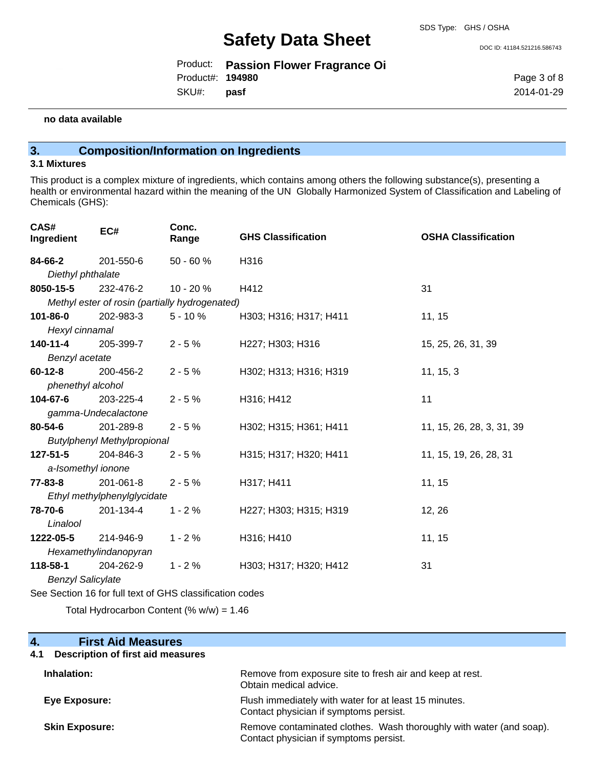**no data available**

## 3. Composition/Information on Ingredients

### 3.1 Mixtures

This product is a complex mixture of ingredients, which contains among others the following substance(s), presenting a health or environmental hazard within the meaning of the UN Globally Harmonized System of Classification and Labeling of Chemicals (GHS):

| CAS# Ingredient | EC# | Conc. Range | GHS Classification | OSHA Classification |
|---|---|---|---|---|
| **84-66-2** *Diethyl phthalate* | 201-550-6 | 50 - 60 % | H316 | |
| **8050-15-5** *Methyl ester of rosin (partially hydrogenated)* | 232-476-2 | 10 - 20 % | H412 | 31 |
| **101-86-0** *Hexyl cinnamal* | 202-983-3 | 5 - 10 % | H303; H316; H317; H411 | 11, 15 |
| **140-11-4** *Benzyl acetate* | 205-399-7 | 2 - 5 % | H227; H303; H316 | 15, 25, 26, 31, 39 |
| **60-12-8** *phenethyl alcohol* | 200-456-2 | 2 - 5 % | H302; H313; H316; H319 | 11, 15, 3 |
| **104-67-6** *gamma-Undecalactone* | 203-225-4 | 2 - 5 % | H316; H412 | 11 |
| **80-54-6** *Butylphenyl Methylpropional* | 201-289-8 | 2 - 5 % | H302; H315; H361; H411 | 11, 15, 26, 28, 3, 31, 39 |
| **127-51-5** *a-Isomethyl ionone* | 204-846-3 | 2 - 5 % | H315; H317; H320; H411 | 11, 15, 19, 26, 28, 31 |
| **77-83-8** *Ethyl methylphenylglycidate* | 201-061-8 | 2 - 5 % | H317; H411 | 11, 15 |
| **78-70-6** *Linalool* | 201-134-4 | 1 - 2 % | H227; H303; H315; H319 | 12, 26 |
| **1222-05-5** *Hexamethylindanopyran* | 214-946-9 | 1 - 2 % | H316; H410 | 11, 15 |
| **118-58-1** *Benzyl Salicylate* | 204-262-9 | 1 - 2 % | H303; H317; H320; H412 | 31 |

See Section 16 for full text of GHS classification codes

Total Hydrocarbon Content (% w/w) = 1.46

## 4. First Aid Measures

### 4.1 Description of first aid measures

**Inhalation:** Remove from exposure site to fresh air and keep at rest. Obtain medical advice.

**Eye Exposure:** Flush immediately with water for at least 15 minutes. Contact physician if symptoms persist.

**Skin Exposure:** Remove contaminated clothes. Wash thoroughly with water (and soap). Contact physician if symptoms persist.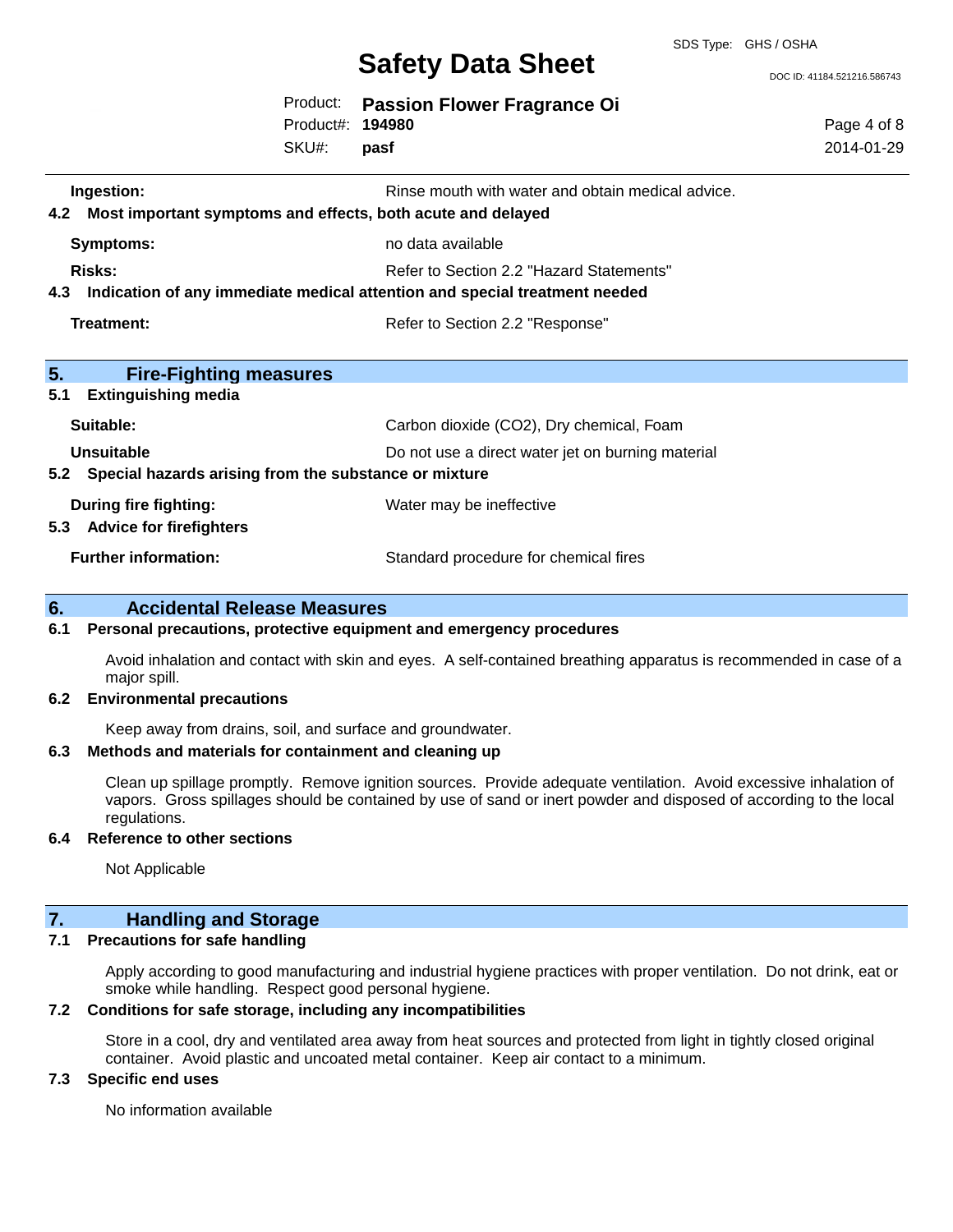**Ingestion:** Rinse mouth with water and obtain medical advice.

### 4.2 Most important symptoms and effects, both acute and delayed

**Symptoms:** no data available

**Risks:** Refer to Section 2.2 "Hazard Statements"

### 4.3 Indication of any immediate medical attention and special treatment needed

**Treatment:** Refer to Section 2.2 "Response"

## 5. Fire-Fighting measures

### 5.1 Extinguishing media

**Suitable:** Carbon dioxide ($CO_2$), Dry chemical, Foam

**Unsuitable** Do not use a direct water jet on burning material

### 5.2 Special hazards arising from the substance or mixture

**During fire fighting:** Water may be ineffective

### 5.3 Advice for firefighters

**Further information:** Standard procedure for chemical fires

## 6. Accidental Release Measures

### 6.1 Personal precautions, protective equipment and emergency procedures

Avoid inhalation and contact with skin and eyes. A self-contained breathing apparatus is recommended in case of a major spill.

### 6.2 Environmental precautions

Keep away from drains, soil, and surface and groundwater.

### 6.3 Methods and materials for containment and cleaning up

Clean up spillage promptly. Remove ignition sources. Provide adequate ventilation. Avoid excessive inhalation of vapors. Gross spillages should be contained by use of sand or inert powder and disposed of according to the local regulations.

### 6.4 Reference to other sections

Not Applicable

## 7. Handling and Storage

### 7.1 Precautions for safe handling

Apply according to good manufacturing and industrial hygiene practices with proper ventilation. Do not drink, eat or smoke while handling. Respect good personal hygiene.

### 7.2 Conditions for safe storage, including any incompatibilities

Store in a cool, dry and ventilated area away from heat sources and protected from light in tightly closed original container. Avoid plastic and uncoated metal container. Keep air contact to a minimum.

### 7.3 Specific end uses

No information available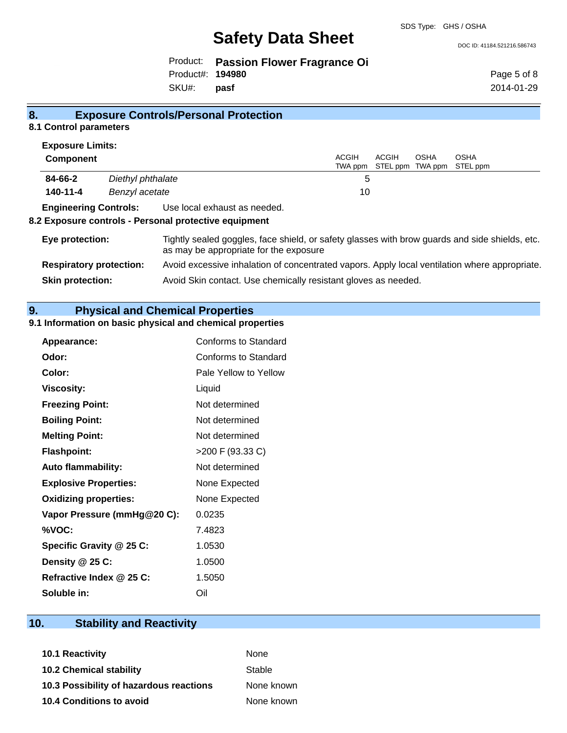## 8. Exposure Controls/Personal Protection

### 8.1 Control parameters

**Exposure Limits:**

| **Component** | | ACGIH TWA ppm | ACGIH STEL ppm | OSHA TWA ppm | OSHA STEL ppm |
|---|---|---|---|---|---|
| **84-66-2** | *Diethyl phthalate* | 5 | | | |
| **140-11-4** | *Benzyl acetate* | 10 | | | |

**Engineering Controls:** Use local exhaust as needed.

### 8.2 Exposure controls - Personal protective equipment

**Eye protection:** Tightly sealed goggles, face shield, or safety glasses with brow guards and side shields, etc. as may be appropriate for the exposure

**Respiratory protection:** Avoid excessive inhalation of concentrated vapors. Apply local ventilation where appropriate.

**Skin protection:** Avoid Skin contact. Use chemically resistant gloves as needed.

## 9. Physical and Chemical Properties

### 9.1 Information on basic physical and chemical properties

| | |
|---|---|
| **Appearance:** | Conforms to Standard |
| **Odor:** | Conforms to Standard |
| **Color:** | Pale Yellow to Yellow |
| **Viscosity:** | Liquid |
| **Freezing Point:** | Not determined |
| **Boiling Point:** | Not determined |
| **Melting Point:** | Not determined |
| **Flashpoint:** | >200 F (93.33 C) |
| **Auto flammability:** | Not determined |
| **Explosive Properties:** | None Expected |
| **Oxidizing properties:** | None Expected |
| **Vapor Pressure (mmHg@20 C):** | 0.0235 |
| **%VOC:** | 7.4823 |
| **Specific Gravity @ 25 C:** | 1.0530 |
| **Density @ 25 C:** | 1.0500 |
| **Refractive Index @ 25 C:** | 1.5050 |
| **Soluble in:** | Oil |

## 10. Stability and Reactivity

| | |
|---|---|
| **10.1 Reactivity** | None |
| **10.2 Chemical stability** | Stable |
| **10.3 Possibility of hazardous reactions** | None known |
| **10.4 Conditions to avoid** | None known |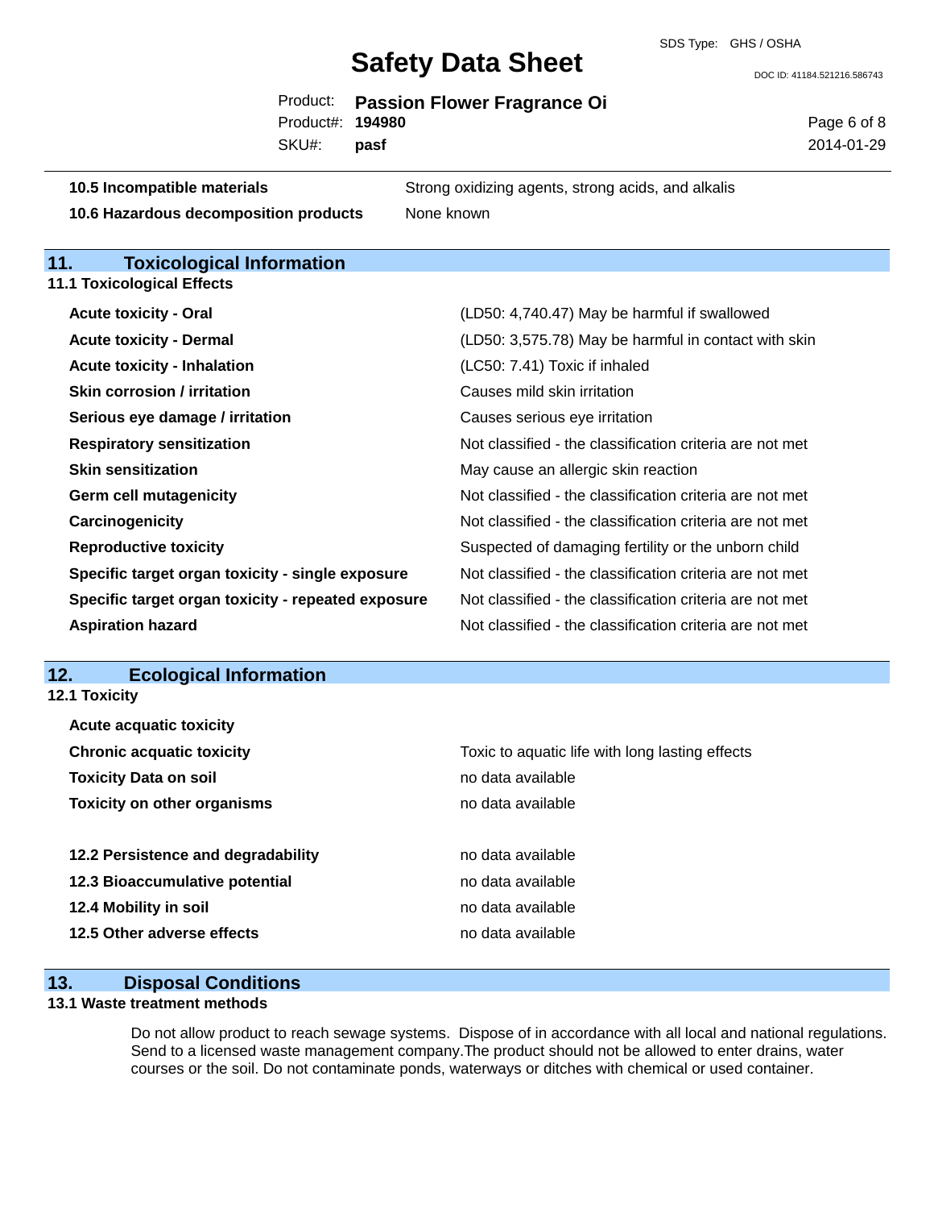| | |
|---|---|
| **10.5 Incompatible materials** | Strong oxidizing agents, strong acids, and alkalis |
| **10.6 Hazardous decomposition products** | None known |

## 11. Toxicological Information

### 11.1 Toxicological Effects

| | |
|---|---|
| **Acute toxicity - Oral** | (LD50: 4,740.47) May be harmful if swallowed |
| **Acute toxicity - Dermal** | (LD50: 3,575.78) May be harmful in contact with skin |
| **Acute toxicity - Inhalation** | (LC50: 7.41) Toxic if inhaled |
| **Skin corrosion / irritation** | Causes mild skin irritation |
| **Serious eye damage / irritation** | Causes serious eye irritation |
| **Respiratory sensitization** | Not classified - the classification criteria are not met |
| **Skin sensitization** | May cause an allergic skin reaction |
| **Germ cell mutagenicity** | Not classified - the classification criteria are not met |
| **Carcinogenicity** | Not classified - the classification criteria are not met |
| **Reproductive toxicity** | Suspected of damaging fertility or the unborn child |
| **Specific target organ toxicity - single exposure** | Not classified - the classification criteria are not met |
| **Specific target organ toxicity - repeated exposure** | Not classified - the classification criteria are not met |
| **Aspiration hazard** | Not classified - the classification criteria are not met |

## 12. Ecological Information

### 12.1 Toxicity

| | |
|---|---|
| **Acute acquatic toxicity** | |
| **Chronic acquatic toxicity** | Toxic to aquatic life with long lasting effects |
| **Toxicity Data on soil** | no data available |
| **Toxicity on other organisms** | no data available |

| | |
|---|---|
| **12.2 Persistence and degradability** | no data available |
| **12.3 Bioaccumulative potential** | no data available |
| **12.4 Mobility in soil** | no data available |
| **12.5 Other adverse effects** | no data available |

## 13. Disposal Conditions

### 13.1 Waste treatment methods

Do not allow product to reach sewage systems. Dispose of in accordance with all local and national regulations. Send to a licensed waste management company.The product should not be allowed to enter drains, water courses or the soil. Do not contaminate ponds, waterways or ditches with chemical or used container.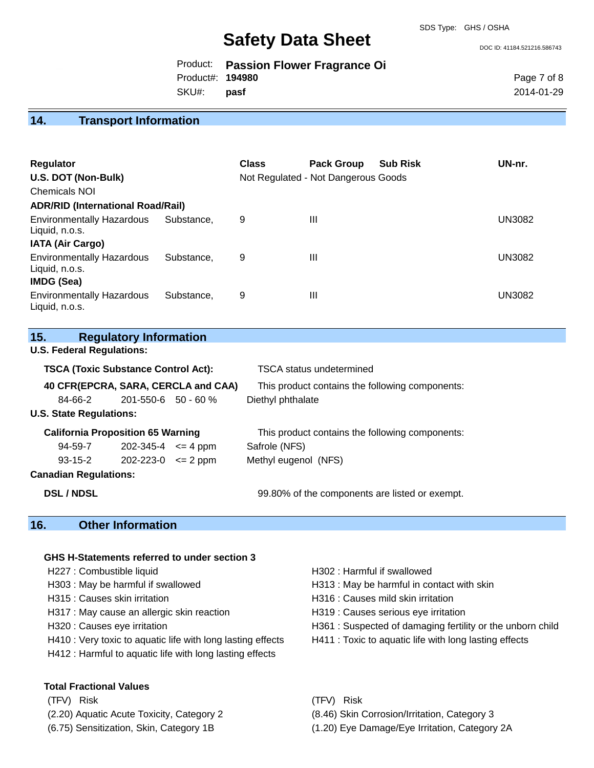## 14. Transport Information

| Regulator | Class | Pack Group | Sub Risk | UN-nr. |
|---|---|---|---|---|
| **U.S. DOT (Non-Bulk)** | Not Regulated - Not Dangerous Goods | | | |
| Chemicals NOI | | | | |
| **ADR/RID (International Road/Rail)** | | | | |
| Environmentally Hazardous Substance, Liquid, n.o.s. | 9 | III | | UN3082 |
| **IATA (Air Cargo)** | | | | |
| Environmentally Hazardous Substance, Liquid, n.o.s. | 9 | III | | UN3082 |
| **IMDG (Sea)** | | | | |
| Environmentally Hazardous Substance, Liquid, n.o.s. | 9 | III | | UN3082 |

## 15. Regulatory Information

**U.S. Federal Regulations:**

**TSCA (Toxic Substance Control Act):** TSCA status undetermined

**40 CFR(EPCRA, SARA, CERCLA and CAA)** This product contains the following components:

| | | | |
|---|---|---|---|
| 84-66-2 | 201-550-6 | 50 - 60 % | Diethyl phthalate |

**U.S. State Regulations:**

**California Proposition 65 Warning** This product contains the following components:

| | | | |
|---|---|---|---|
| 94-59-7 | 202-345-4 | <= 4 ppm | Safrole (NFS) |
| 93-15-2 | 202-223-0 | <= 2 ppm | Methyl eugenol (NFS) |

**Canadian Regulations:**

**DSL / NDSL** 99.80% of the components are listed or exempt.

## 16. Other Information

**GHS H-Statements referred to under section 3**

H227 : Combustible liquid
H302 : Harmful if swallowed
H303 : May be harmful if swallowed
H313 : May be harmful in contact with skin
H315 : Causes skin irritation
H316 : Causes mild skin irritation
H317 : May cause an allergic skin reaction
H319 : Causes serious eye irritation
H320 : Causes eye irritation
H361 : Suspected of damaging fertility or the unborn child
H410 : Very toxic to aquatic life with long lasting effects
H411 : Toxic to aquatic life with long lasting effects
H412 : Harmful to aquatic life with long lasting effects

**Total Fractional Values**

| (TFV) Risk | (TFV) Risk |
|---|---|
| (2.20) Aquatic Acute Toxicity, Category 2 | (8.46) Skin Corrosion/Irritation, Category 3 |
| (6.75) Sensitization, Skin, Category 1B | (1.20) Eye Damage/Eye Irritation, Category 2A |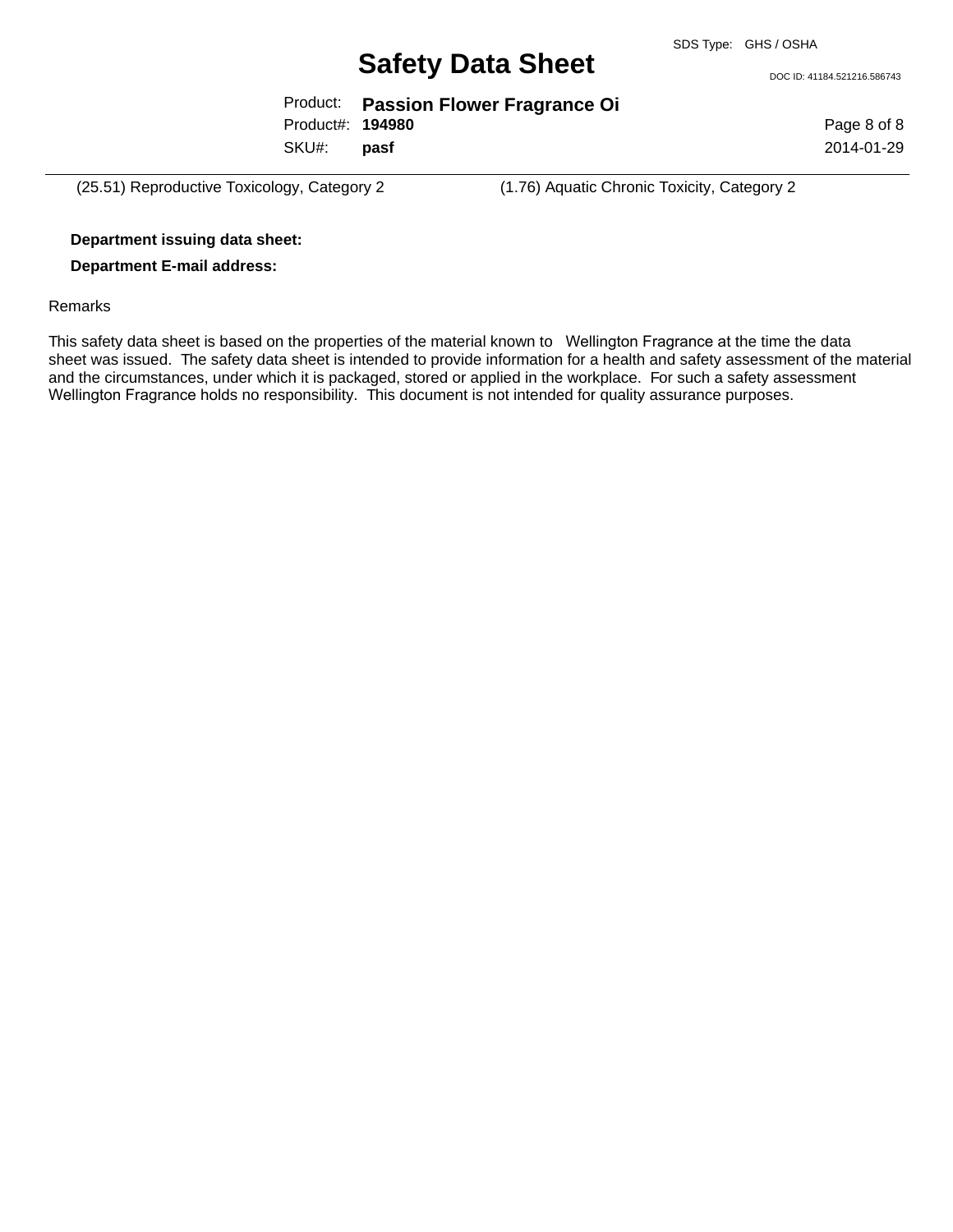| | |
|---|---|
| (25.51) Reproductive Toxicology, Category 2 | (1.76) Aquatic Chronic Toxicity, Category 2 |

**Department issuing data sheet:**

**Department E-mail address:**

Remarks

This safety data sheet is based on the properties of the material known to Wellington Fragrance at the time the data sheet was issued. The safety data sheet is intended to provide information for a health and safety assessment of the material and the circumstances, under which it is packaged, stored or applied in the workplace. For such a safety assessment Wellington Fragrance holds no responsibility. This document is not intended for quality assurance purposes.